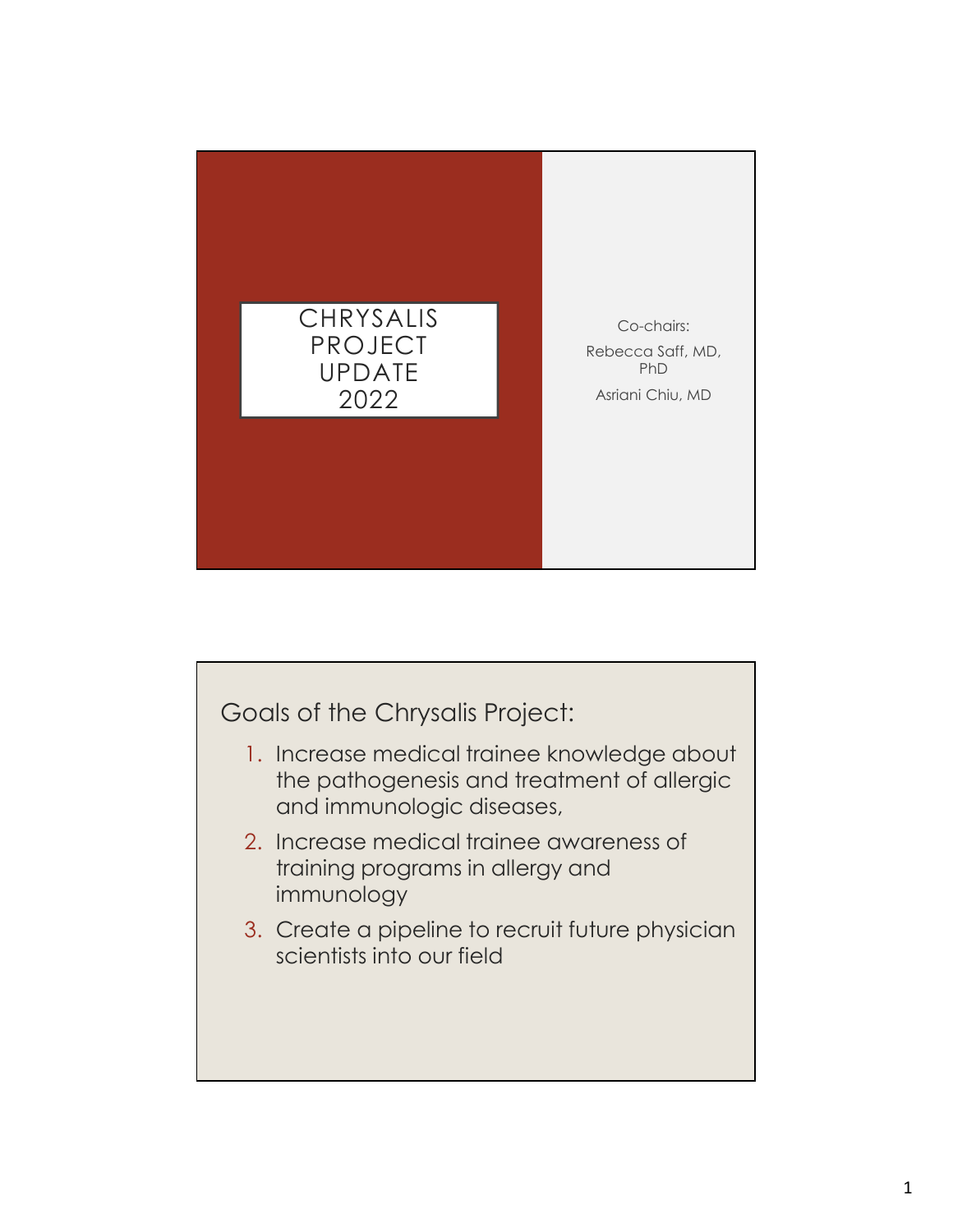# CHRYSALIS PROJECT UPDATE 2022

Co-chairs:

Rebecca Saff, MD, PhD

Asriani Chiu, MD

## Goals of the Chrysalis Project:

1. Increase medical trainee knowledge about the pathogenesis and treatment of allergic and immunologic diseases,
2. Increase medical trainee awareness of training programs in allergy and immunology
3. Create a pipeline to recruit future physician scientists into our field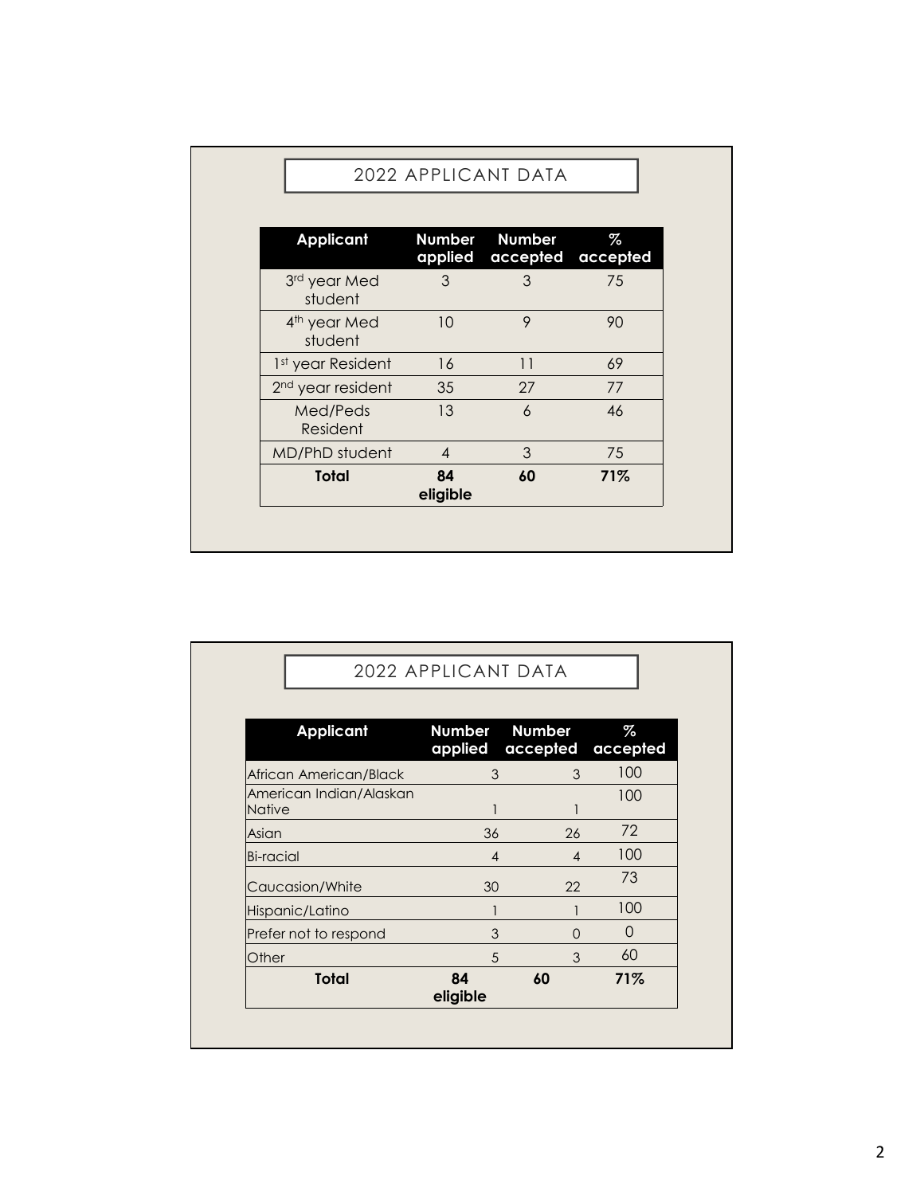## 2022 APPLICANT DATA

| Applicant | Number applied | Number accepted | % accepted |
|---|---|---|---|
| 3rd year Med student | 3 | 3 | 75 |
| 4th year Med student | 10 | 9 | 90 |
| 1st year Resident | 16 | 11 | 69 |
| 2nd year resident | 35 | 27 | 77 |
| Med/Peds Resident | 13 | 6 | 46 |
| MD/PhD student | 4 | 3 | 75 |
| **Total** | **84 eligible** | **60** | **71%** |

## 2022 APPLICANT DATA

| Applicant | Number applied | Number accepted | % accepted |
|---|---|---|---|
| African American/Black | 3 | 3 | 100 |
| American Indian/Alaskan Native | 1 | 1 | 100 |
| Asian | 36 | 26 | 72 |
| Bi-racial | 4 | 4 | 100 |
| Caucasion/White | 30 | 22 | 73 |
| Hispanic/Latino | 1 | 1 | 100 |
| Prefer not to respond | 3 | 0 | 0 |
| Other | 5 | 3 | 60 |
| **Total** | **84 eligible** | **60** | **71%** |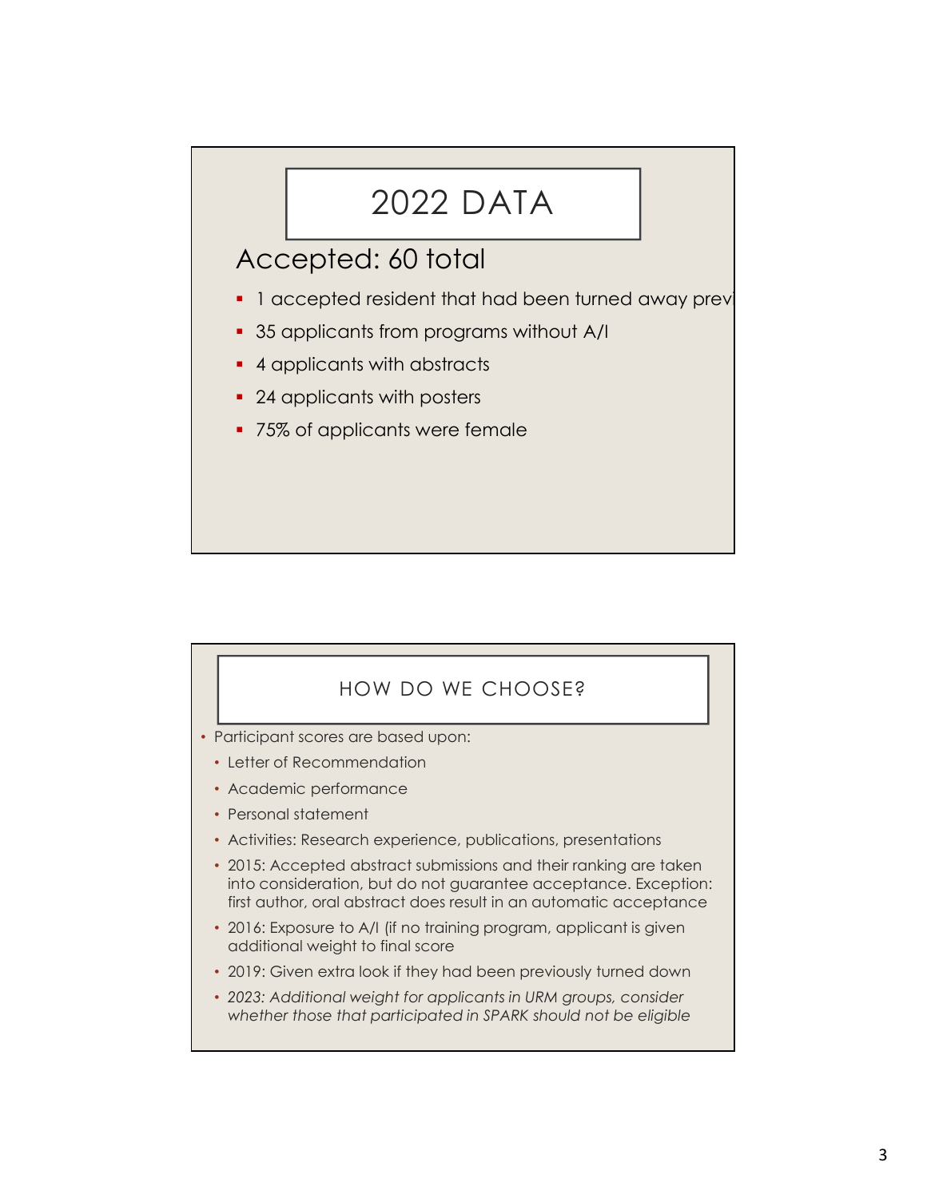# 2022 DATA

## Accepted: 60 total

- 1 accepted resident that had been turned away prev
- 35 applicants from programs without A/I
- 4 applicants with abstracts
- 24 applicants with posters
- 75% of applicants were female

# HOW DO WE CHOOSE?

- Participant scores are based upon:
  - Letter of Recommendation
  - Academic performance
  - Personal statement
  - Activities: Research experience, publications, presentations
  - 2015: Accepted abstract submissions and their ranking are taken into consideration, but do not guarantee acceptance. Exception: first author, oral abstract does result in an automatic acceptance
  - 2016: Exposure to A/I (if no training program, applicant is given additional weight to final score
  - 2019: Given extra look if they had been previously turned down
  - *2023: Additional weight for applicants in URM groups, consider whether those that participated in SPARK should not be eligible*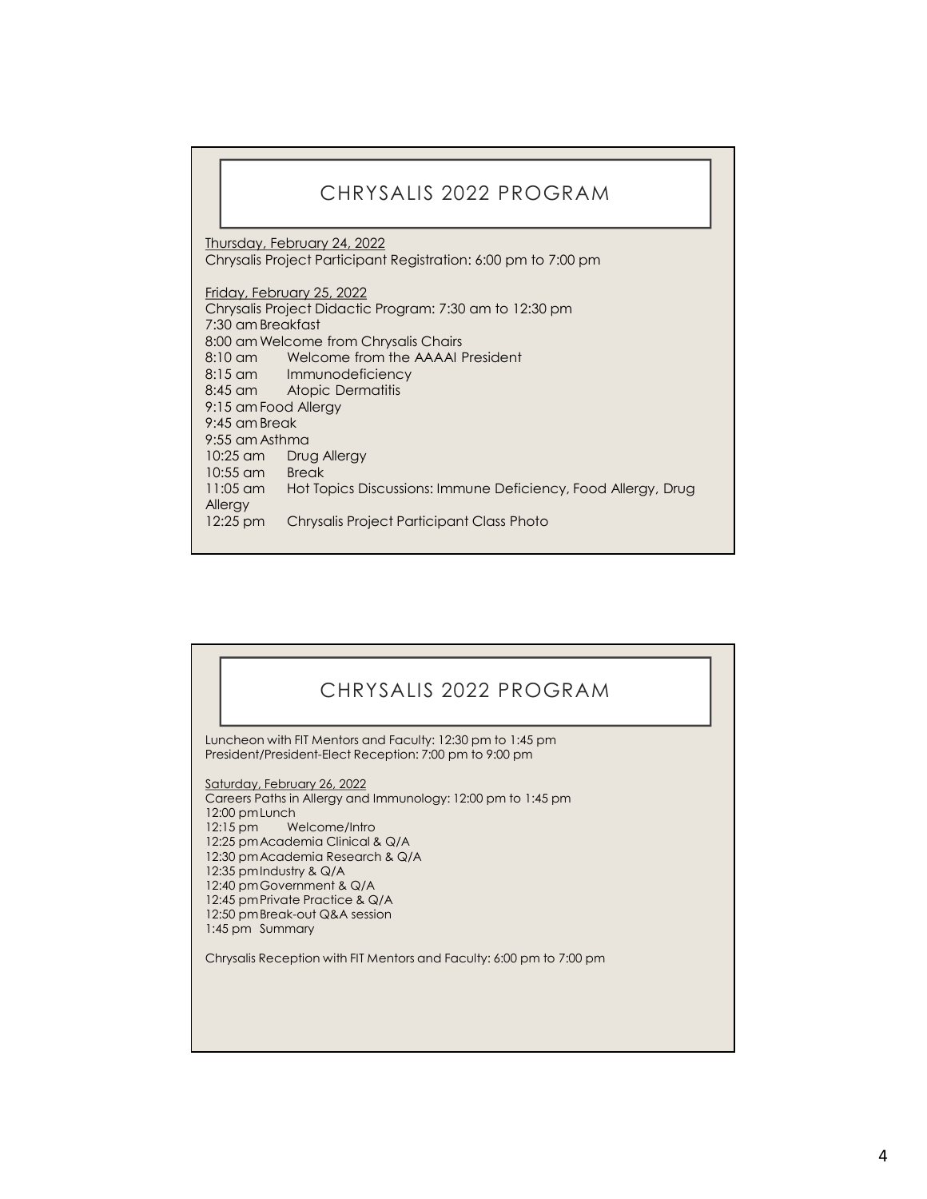# CHRYSALIS 2022 PROGRAM

Thursday, February 24, 2022
Chrysalis Project Participant Registration: 6:00 pm to 7:00 pm

Friday, February 25, 2022
Chrysalis Project Didactic Program: 7:30 am to 12:30 pm
7:30 am Breakfast
8:00 am Welcome from Chrysalis Chairs
8:10 am Welcome from the AAAAI President
8:15 am Immunodeficiency
8:45 am Atopic Dermatitis
9:15 am Food Allergy
9:45 am Break
9:55 am Asthma
10:25 am Drug Allergy
10:55 am Break
11:05 am Hot Topics Discussions: Immune Deficiency, Food Allergy, Drug Allergy
12:25 pm Chrysalis Project Participant Class Photo

# CHRYSALIS 2022 PROGRAM

Luncheon with FIT Mentors and Faculty: 12:30 pm to 1:45 pm
President/President-Elect Reception: 7:00 pm to 9:00 pm

Saturday, February 26, 2022
Careers Paths in Allergy and Immunology: 12:00 pm to 1:45 pm
12:00 pm Lunch
12:15 pm Welcome/Intro
12:25 pm Academia Clinical & Q/A
12:30 pm Academia Research & Q/A
12:35 pm Industry & Q/A
12:40 pm Government & Q/A
12:45 pm Private Practice & Q/A
12:50 pm Break-out Q&A session
1:45 pm Summary

Chrysalis Reception with FIT Mentors and Faculty: 6:00 pm to 7:00 pm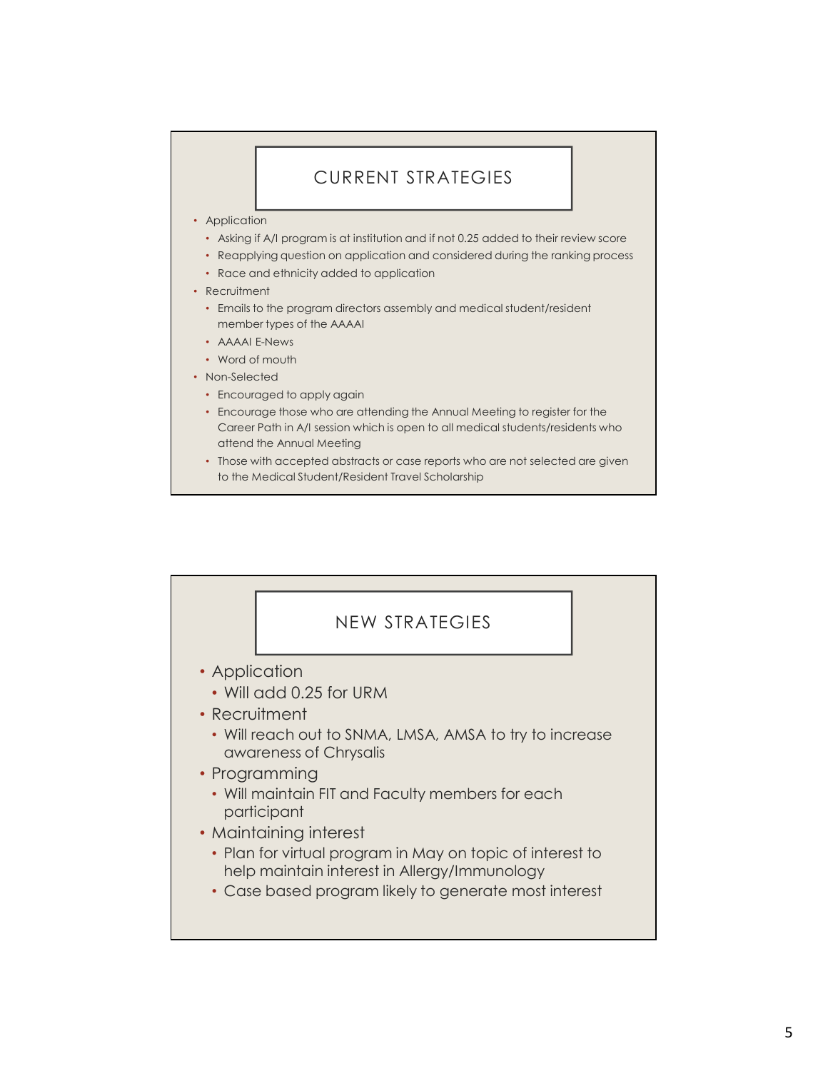## CURRENT STRATEGIES

- Application
  - Asking if A/I program is at institution and if not 0.25 added to their review score
  - Reapplying question on application and considered during the ranking process
  - Race and ethnicity added to application
- Recruitment
  - Emails to the program directors assembly and medical student/resident member types of the AAAAI
  - AAAAI E-News
  - Word of mouth
- Non-Selected
  - Encouraged to apply again
  - Encourage those who are attending the Annual Meeting to register for the Career Path in A/I session which is open to all medical students/residents who attend the Annual Meeting
  - Those with accepted abstracts or case reports who are not selected are given to the Medical Student/Resident Travel Scholarship

## NEW STRATEGIES

- Application
  - Will add 0.25 for URM
- Recruitment
  - Will reach out to SNMA, LMSA, AMSA to try to increase awareness of Chrysalis
- Programming
  - Will maintain FIT and Faculty members for each participant
- Maintaining interest
  - Plan for virtual program in May on topic of interest to help maintain interest in Allergy/Immunology
  - Case based program likely to generate most interest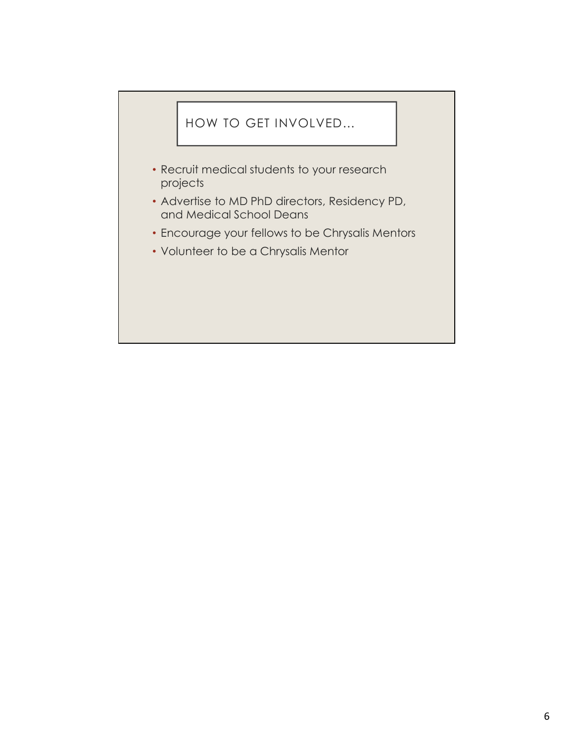## HOW TO GET INVOLVED…

- Recruit medical students to your research projects
- Advertise to MD PhD directors, Residency PD, and Medical School Deans
- Encourage your fellows to be Chrysalis Mentors
- Volunteer to be a Chrysalis Mentor